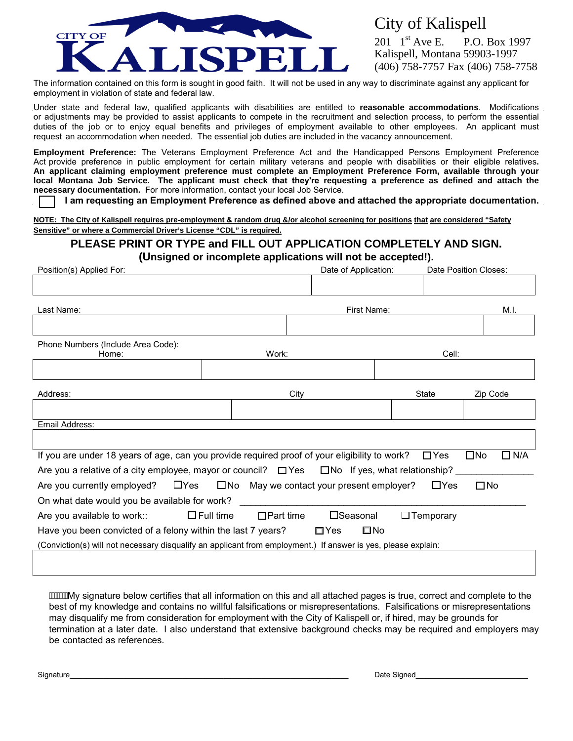# CITY OF KALISPELL

City of Kalispell
201 1st Ave E. P.O. Box 1997
Kalispell, Montana 59903-1997
(406) 758-7757 Fax (406) 758-7758

The information contained on this form is sought in good faith. It will not be used in any way to discriminate against any applicant for employment in violation of state and federal law.

Under state and federal law, qualified applicants with disabilities are entitled to **reasonable accommodations**. Modifications or adjustments may be provided to assist applicants to compete in the recruitment and selection process, to perform the essential duties of the job or to enjoy equal benefits and privileges of employment available to other employees. An applicant must request an accommodation when needed. The essential job duties are included in the vacancy announcement.

**Employment Preference:** The Veterans Employment Preference Act and the Handicapped Persons Employment Preference Act provide preference in public employment for certain military veterans and people with disabilities or their eligible relatives. **An applicant claiming employment preference must complete an Employment Preference Form, available through your local Montana Job Service. The applicant must check that they're requesting a preference as defined and attach the necessary documentation.** For more information, contact your local Job Service.

☐ **I am requesting an Employment Preference as defined above and attached the appropriate documentation.**

**NOTE: The City of Kalispell requires pre-employment & random drug &/or alcohol screening for positions that are considered "Safety Sensitive" or where a Commercial Driver's License "CDL" is required.**

## PLEASE PRINT OR TYPE and FILL OUT APPLICATION COMPLETELY AND SIGN.
## (Unsigned or incomplete applications will not be accepted!).

| Position(s) Applied For: | Date of Application: | Date Position Closes: |
|---|---|---|
| | | |

| Last Name: | First Name: | M.I. |
|---|---|---|
| | | |

Phone Numbers (Include Area Code):

| Home: | Work: | Cell: |
|---|---|---|
| | | |

| Address: | City | State | Zip Code |
|---|---|---|---|
| | | | |

| Email Address: |
|---|
| |

If you are under 18 years of age, can you provide required proof of your eligibility to work? ☐Yes ☐No ☐ N/A

Are you a relative of a city employee, mayor or council? ☐Yes ☐No If yes, what relationship? _______________

Are you currently employed? ☐Yes ☐No May we contact your present employer? ☐Yes ☐No

On what date would you be available for work? _______________________________________________

Are you available to work:: ☐ Full time ☐Part time ☐Seasonal ☐Temporary

Have you been convicted of a felony within the last 7 years? ☐Yes ☐No

(Conviction(s) will not necessary disqualify an applicant from employment.) If answer is yes, please explain:

| |
|---|
| |

My signature below certifies that all information on this and all attached pages is true, correct and complete to the best of my knowledge and contains no willful falsifications or misrepresentations. Falsifications or misrepresentations may disqualify me from consideration for employment with the City of Kalispell or, if hired, may be grounds for termination at a later date. I also understand that extensive background checks may be required and employers may be contacted as references.

Signature_______________________________________________ Date Signed_________________________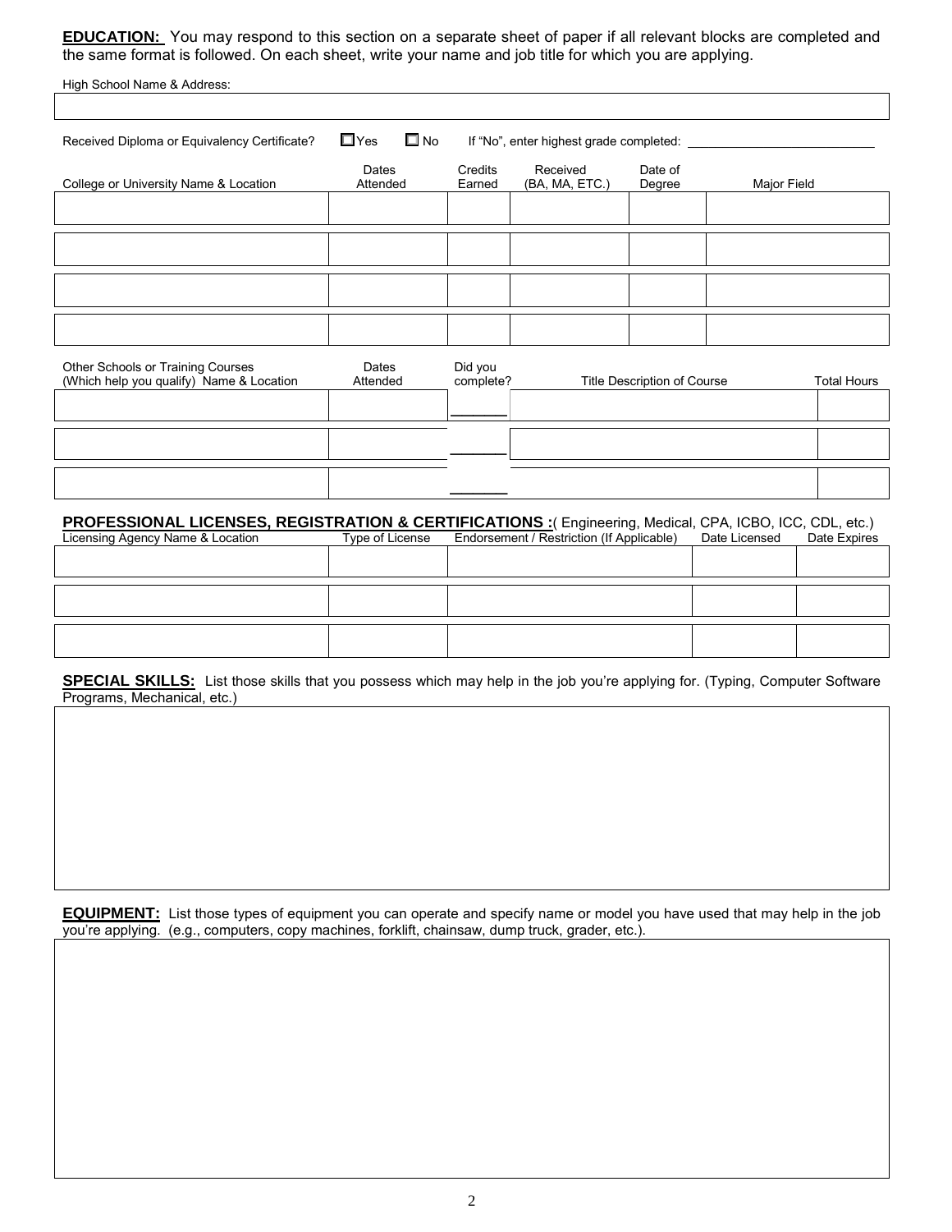**EDUCATION:** You may respond to this section on a separate sheet of paper if all relevant blocks are completed and the same format is followed. On each sheet, write your name and job title for which you are applying.

High School Name & Address:

| |
|---|
| |

Received Diploma or Equivalency Certificate? ☐ Yes ☐ No If "No", enter highest grade completed: \_\_\_\_\_\_\_\_\_\_\_\_\_\_\_\_\_\_\_\_\_\_\_\_\_\_

| College or University Name & Location | Dates Attended | Credits Earned | Received (BA, MA, ETC.) | Date of Degree | Major Field |
|---|---|---|---|---|---|
| | | | | | |
| | | | | | |
| | | | | | |
| | | | | | |

| Other Schools or Training Courses (Which help you qualify) Name & Location | Dates Attended | Did you complete? | Title Description of Course | Total Hours |
|---|---|---|---|---|
| | | \_\_\_\_\_\_\_ | | |
| | | \_\_\_\_\_\_\_ | | |
| | | \_\_\_\_\_\_\_ | | |

**PROFESSIONAL LICENSES, REGISTRATION & CERTIFICATIONS :**( Engineering, Medical, CPA, ICBO, ICC, CDL, etc.)

| Licensing Agency Name & Location | Type of License | Endorsement / Restriction (If Applicable) | Date Licensed | Date Expires |
|---|---|---|---|---|
| | | | | |
| | | | | |
| | | | | |

**SPECIAL SKILLS:** List those skills that you possess which may help in the job you're applying for. (Typing, Computer Software Programs, Mechanical, etc.)

| |
|---|
| |

**EQUIPMENT:** List those types of equipment you can operate and specify name or model you have used that may help in the job you're applying. (e.g., computers, copy machines, forklift, chainsaw, dump truck, grader, etc.).

| |
|---|
| |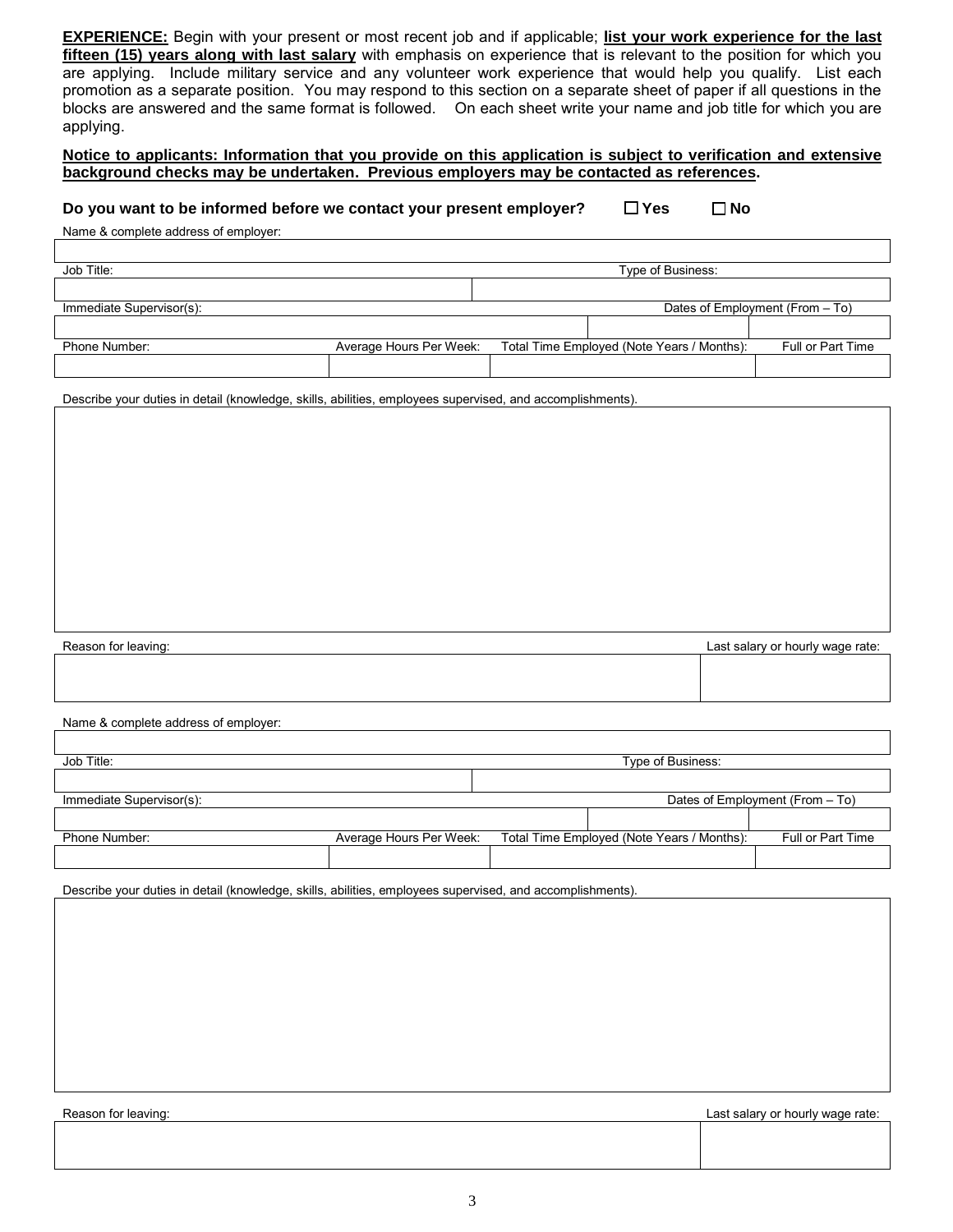**<u>EXPERIENCE:</u>** Begin with your present or most recent job and if applicable; **<u>list your work experience for the last fifteen (15) years along with last salary</u>** with emphasis on experience that is relevant to the position for which you are applying. Include military service and any volunteer work experience that would help you qualify. List each promotion as a separate position. You may respond to this section on a separate sheet of paper if all questions in the blocks are answered and the same format is followed. On each sheet write your name and job title for which you are applying.

**<u>Notice to applicants: Information that you provide on this application is subject to verification and extensive background checks may be undertaken. Previous employers may be contacted as references</u>.**

**Do you want to be informed before we contact your present employer?** ☐ **Yes** ☐ **No**

| Name & complete address of employer: | | | |
|---|---|---|---|
| | | | |
| Job Title: | | Type of Business: | |
| | | | |
| Immediate Supervisor(s): | | Dates of Employment (From – To) | |
| | | | |
| Phone Number: | Average Hours Per Week: | Total Time Employed (Note Years / Months): | Full or Part Time |
| | | | |

Describe your duties in detail (knowledge, skills, abilities, employees supervised, and accomplishments).

| Reason for leaving: | Last salary or hourly wage rate: |
|---|---|
| | |

| Name & complete address of employer: | | | |
|---|---|---|---|
| | | | |
| Job Title: | | Type of Business: | |
| | | | |
| Immediate Supervisor(s): | | Dates of Employment (From – To) | |
| | | | |
| Phone Number: | Average Hours Per Week: | Total Time Employed (Note Years / Months): | Full or Part Time |
| | | | |

Describe your duties in detail (knowledge, skills, abilities, employees supervised, and accomplishments).

| Reason for leaving: | Last salary or hourly wage rate: |
|---|---|
| | |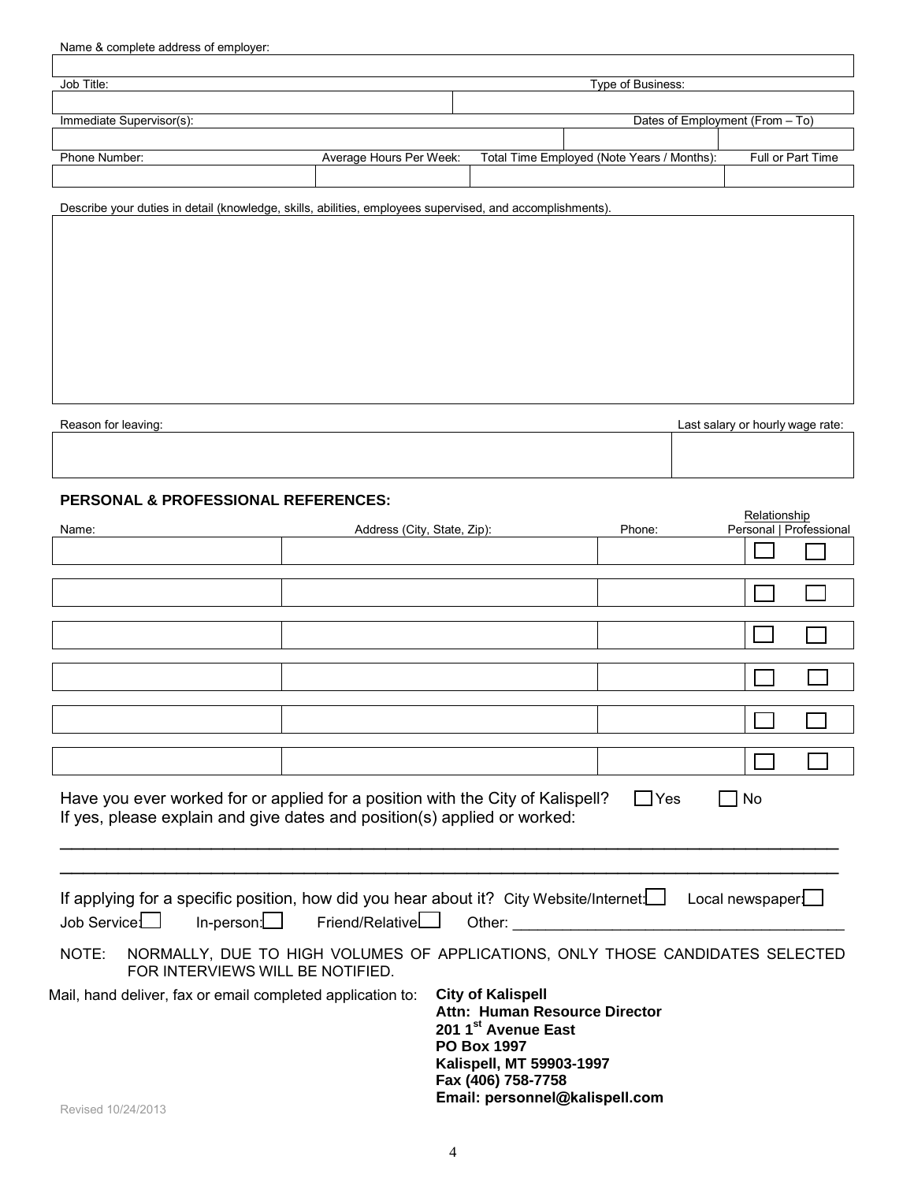Name & complete address of employer:

| |
|---|
| |

| Job Title: | Type of Business: |
|---|---|
| | |

| Immediate Supervisor(s): | Dates of Employment (From – To) | |
|---|---|---|
| | | |

| Phone Number: | Average Hours Per Week: | Total Time Employed (Note Years / Months): | Full or Part Time |
|---|---|---|---|
| | | | |

Describe your duties in detail (knowledge, skills, abilities, employees supervised, and accomplishments).

| |
|---|
| |

| Reason for leaving: | Last salary or hourly wage rate: |
|---|---|
| | |

### PERSONAL & PROFESSIONAL REFERENCES:

| Name: | Address (City, State, Zip): | Phone: | Relationship Personal | Professional |
|---|---|---|---|---|
| | | | ☐ | ☐ |
| | | | ☐ | ☐ |
| | | | ☐ | ☐ |
| | | | ☐ | ☐ |
| | | | ☐ | ☐ |
| | | | ☐ | ☐ |

Have you ever worked for or applied for a position with the City of Kalispell? ☐ Yes ☐ No
If yes, please explain and give dates and position(s) applied or worked:

______________________________________________________________________________

______________________________________________________________________________

If applying for a specific position, how did you hear about it? City Website/Internet: ☐ Local newspaper: ☐
Job Service: ☐ In-person: ☐ Friend/Relative ☐ Other: ______________________________

NOTE: NORMALLY, DUE TO HIGH VOLUMES OF APPLICATIONS, ONLY THOSE CANDIDATES SELECTED FOR INTERVIEWS WILL BE NOTIFIED.

Mail, hand deliver, fax or email completed application to:

**City of Kalispell**
**Attn: Human Resource Director**
**201 1st Avenue East**
**PO Box 1997**
**Kalispell, MT 59903-1997**
**Fax (406) 758-7758**
**Email: personnel@kalispell.com**

Revised 10/24/2013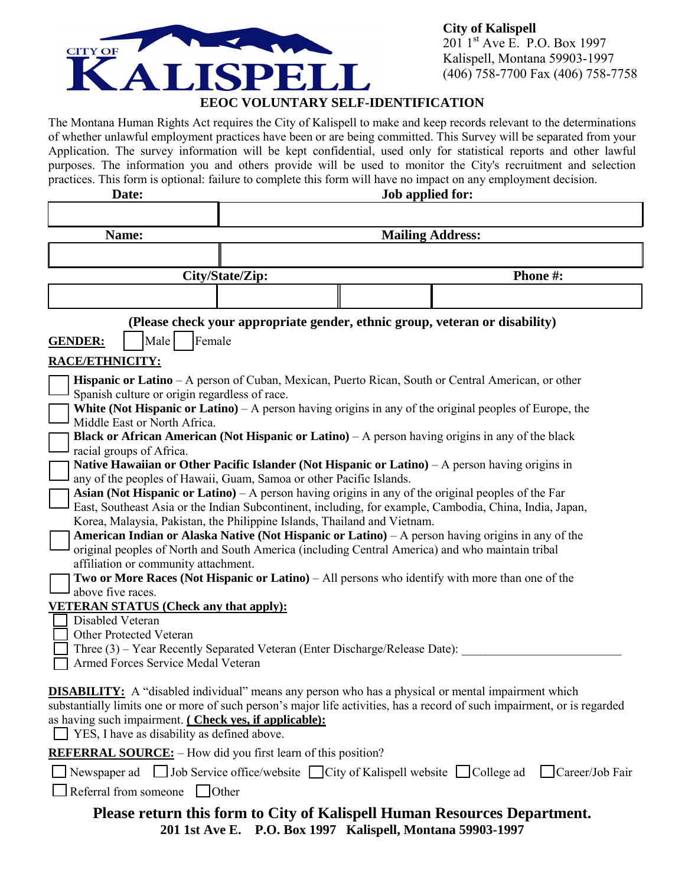**City of Kalispell**
201 1st Ave E. P.O. Box 1997
Kalispell, Montana 59903-1997
(406) 758-7700 Fax (406) 758-7758

# EEOC VOLUNTARY SELF-IDENTIFICATION

The Montana Human Rights Act requires the City of Kalispell to make and keep records relevant to the determinations of whether unlawful employment practices have been or are being committed. This Survey will be separated from your Application. The survey information will be kept confidential, used only for statistical reports and other lawful purposes. The information you and others provide will be used to monitor the City's recruitment and selection practices. This form is optional: failure to complete this form will have no impact on any employment decision.

| Date: | Job applied for: |
|---|---|
| | |

| Name: | Mailing Address: |
|---|---|
| | |

| City/State/Zip: | | | Phone #: |
|---|---|---|---|
| | | | |

**(Please check your appropriate gender, ethnic group, veteran or disability)**

**GENDER:** ☐ Male ☐ Female

**RACE/ETHNICITY:**

☐ **Hispanic or Latino** – A person of Cuban, Mexican, Puerto Rican, South or Central American, or other Spanish culture or origin regardless of race.

☐ **White (Not Hispanic or Latino)** – A person having origins in any of the original peoples of Europe, the Middle East or North Africa.

☐ **Black or African American (Not Hispanic or Latino)** – A person having origins in any of the black racial groups of Africa.

☐ **Native Hawaiian or Other Pacific Islander (Not Hispanic or Latino)** – A person having origins in any of the peoples of Hawaii, Guam, Samoa or other Pacific Islands.

☐ **Asian (Not Hispanic or Latino)** – A person having origins in any of the original peoples of the Far East, Southeast Asia or the Indian Subcontinent, including, for example, Cambodia, China, India, Japan, Korea, Malaysia, Pakistan, the Philippine Islands, Thailand and Vietnam.

☐ **American Indian or Alaska Native (Not Hispanic or Latino)** – A person having origins in any of the original peoples of North and South America (including Central America) and who maintain tribal affiliation or community attachment.

☐ **Two or More Races (Not Hispanic or Latino)** – All persons who identify with more than one of the above five races.

**VETERAN STATUS (Check any that apply):**

☐ Disabled Veteran
☐ Other Protected Veteran
☐ Three (3) – Year Recently Separated Veteran (Enter Discharge/Release Date): ___________________________
☐ Armed Forces Service Medal Veteran

**DISABILITY:** A "disabled individual" means any person who has a physical or mental impairment which substantially limits one or more of such person's major life activities, has a record of such impairment, or is regarded as having such impairment. **( Check yes, if applicable):**

☐ YES, I have as disability as defined above.

**REFERRAL SOURCE:** – How did you first learn of this position?

☐ Newspaper ad ☐ Job Service office/website ☐ City of Kalispell website ☐ College ad ☐ Career/Job Fair

☐ Referral from someone ☐ Other

**Please return this form to City of Kalispell Human Resources Department.**
**201 1st Ave E. P.O. Box 1997 Kalispell, Montana 59903-1997**